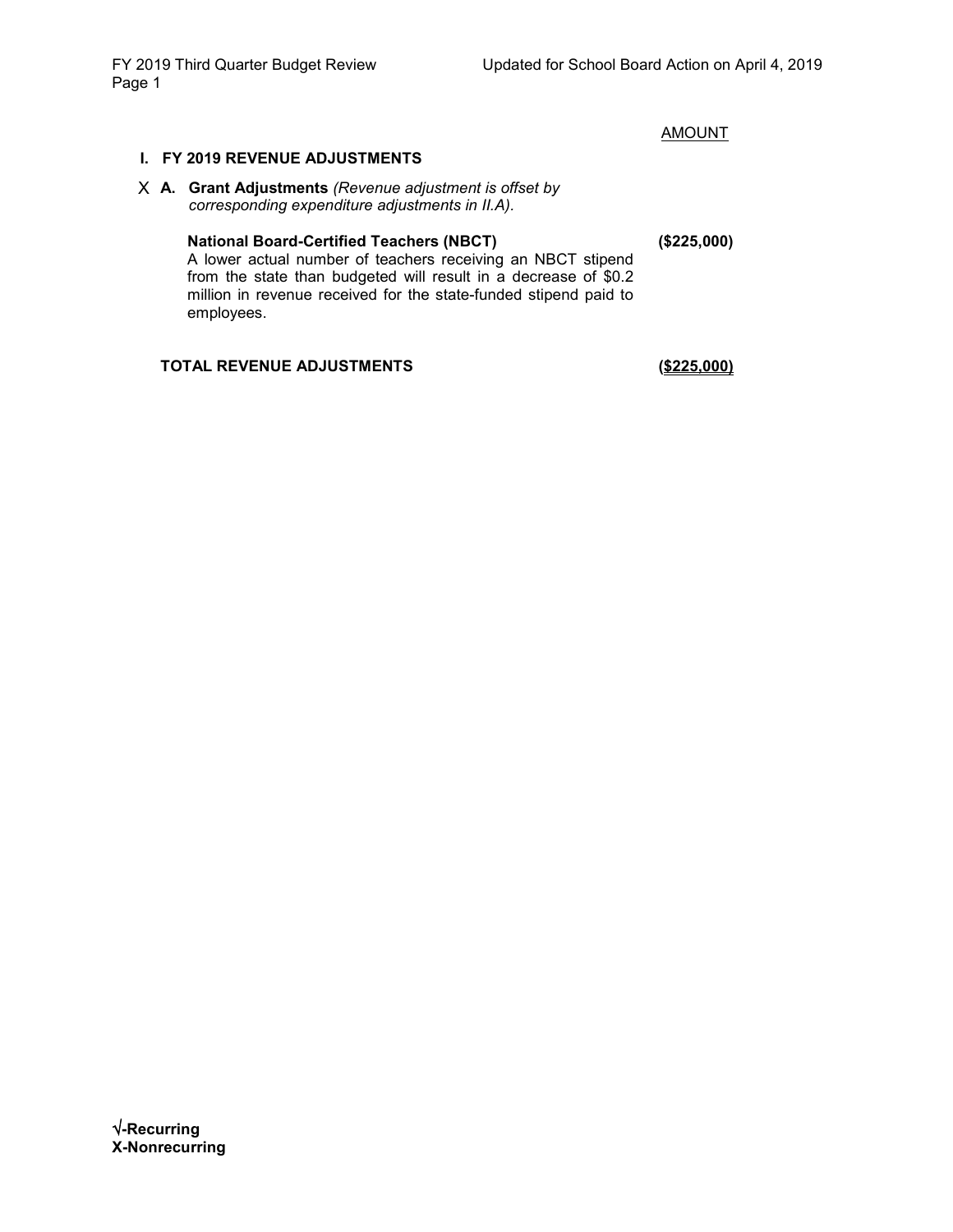AMOUNT

## I. FY 2019 REVENUE ADJUSTMENTS

X **A. Grant Adjustments** *(Revenue adjustment is offset by corresponding expenditure adjustments in II.A).*

**National Board-Certified Teachers (NBCT)** **($225,000)**

A lower actual number of teachers receiving an NBCT stipend from the state than budgeted will result in a decrease of $0.2 million in revenue received for the state-funded stipend paid to employees.

**TOTAL REVENUE ADJUSTMENTS** **($225,000)**

**√-Recurring**
**X-Nonrecurring**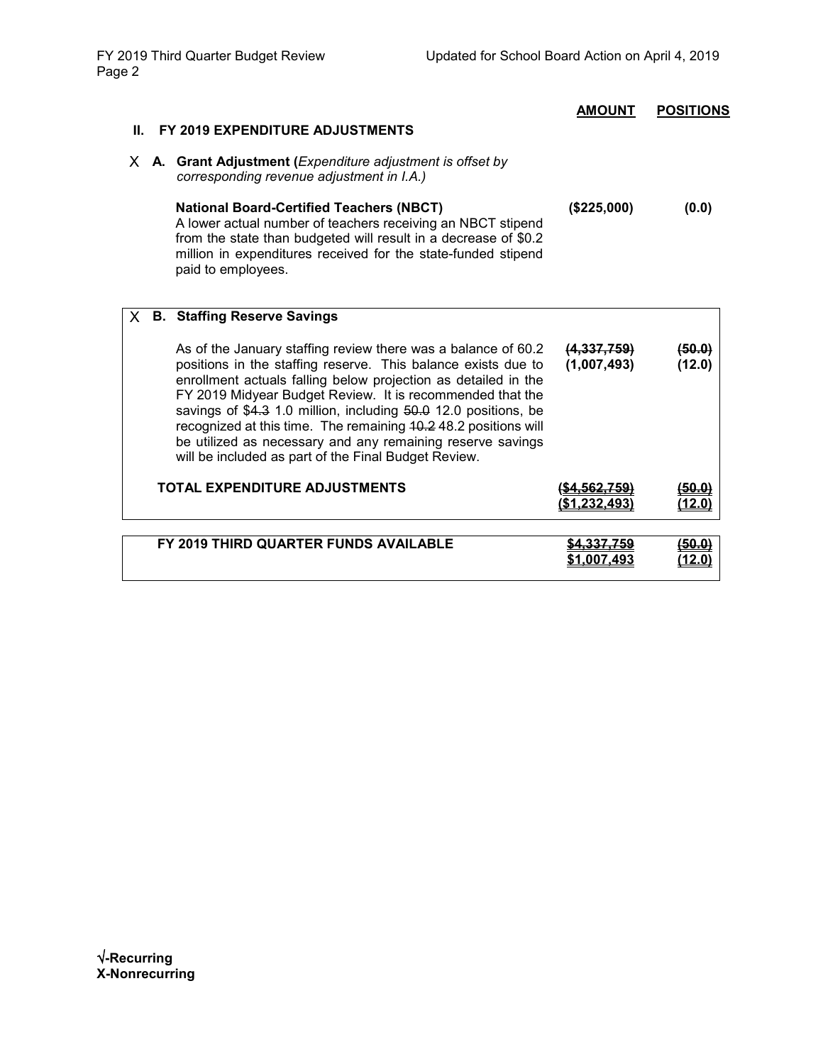| | AMOUNT | POSITIONS |
|---|---|---|
| **II. FY 2019 EXPENDITURE ADJUSTMENTS** | | |
| X **A. Grant Adjustment (***Expenditure adjustment is offset by corresponding revenue adjustment in I.A.)* | | |
| **National Board-Certified Teachers (NBCT)**<br>A lower actual number of teachers receiving an NBCT stipend from the state than budgeted will result in a decrease of $0.2 million in expenditures received for the state-funded stipend paid to employees. | **($225,000)** | **(0.0)** |
| X **B. Staffing Reserve Savings** | | |
| As of the January staffing review there was a balance of 60.2 positions in the staffing reserve. This balance exists due to enrollment actuals falling below projection as detailed in the FY 2019 Midyear Budget Review. It is recommended that the savings of $~~4.3~~ 1.0 million, including ~~50.0~~ 12.0 positions, be recognized at this time. The remaining ~~10.2~~ 48.2 positions will be utilized as necessary and any remaining reserve savings will be included as part of the Final Budget Review. | ~~**(4,337,759)**~~<br>**(1,007,493)** | ~~**(50.0)**~~<br>**(12.0)** |
| **TOTAL EXPENDITURE ADJUSTMENTS** | ~~**($4,562,759)**~~<br>**($1,232,493)** | ~~**(50.0)**~~<br>**(12.0)** |
| **FY 2019 THIRD QUARTER FUNDS AVAILABLE** | ~~**$4,337,759**~~<br>**$1,007,493** | ~~**(50.0)**~~<br>**(12.0)** |

**√-Recurring**
**X-Nonrecurring**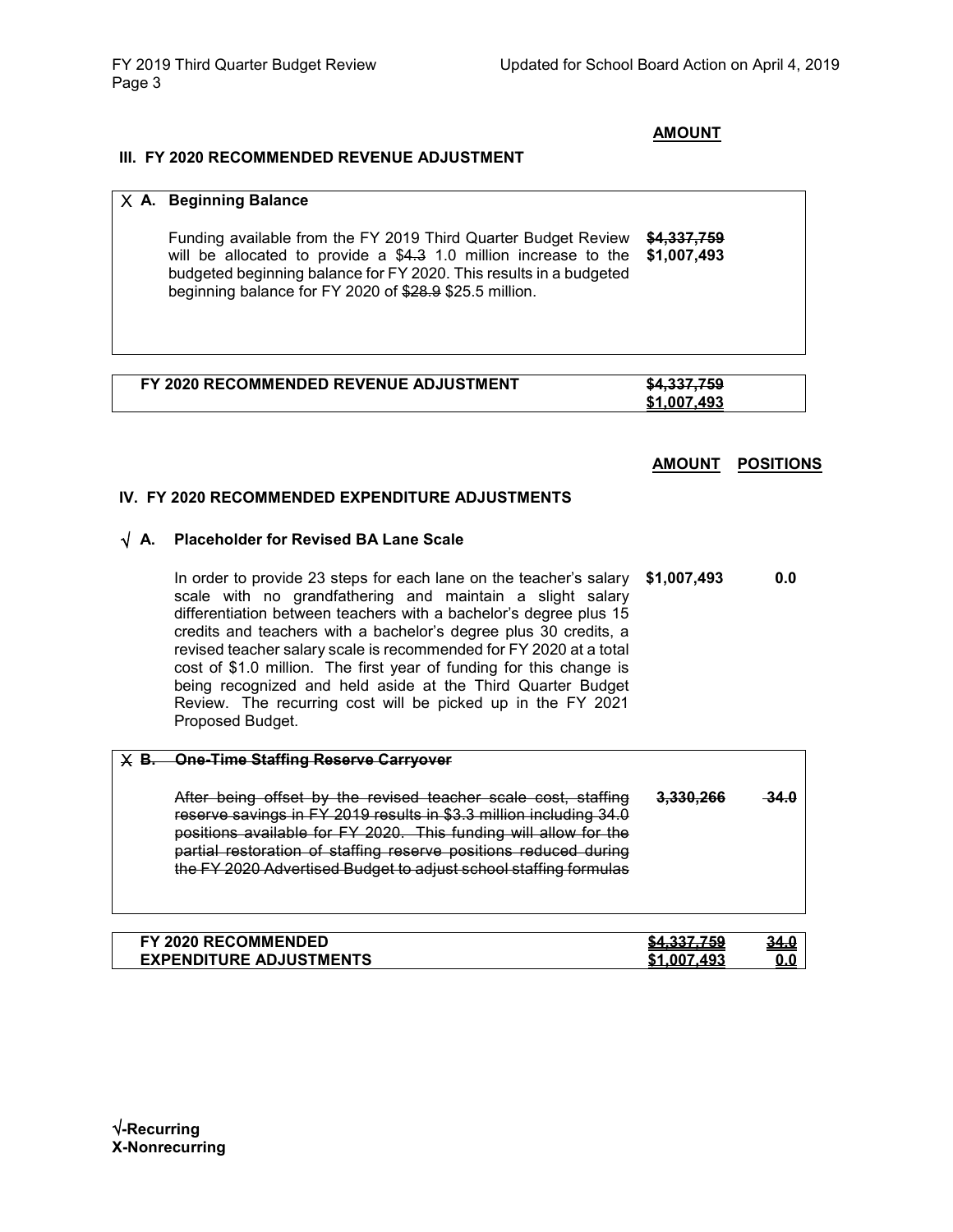**AMOUNT**

## III. FY 2020 RECOMMENDED REVENUE ADJUSTMENT

X **A. Beginning Balance**

| | AMOUNT |
|---|---|
| Funding available from the FY 2019 Third Quarter Budget Review will be allocated to provide a $~~4.3~~ 1.0 million increase to the budgeted beginning balance for FY 2020. This results in a budgeted beginning balance for FY 2020 of ~~$28.9~~ $25.5 million. | **~~$4,337,759~~** **$1,007,493** |

| FY 2020 RECOMMENDED REVENUE ADJUSTMENT | ~~$4,337,759~~ $1,007,493 |
|---|---|

## IV. FY 2020 RECOMMENDED EXPENDITURE ADJUSTMENTS

√ **A. Placeholder for Revised BA Lane Scale**

| | AMOUNT | POSITIONS |
|---|---|---|
| In order to provide 23 steps for each lane on the teacher's salary scale with no grandfathering and maintain a slight salary differentiation between teachers with a bachelor's degree plus 15 credits and teachers with a bachelor's degree plus 30 credits, a revised teacher salary scale is recommended for FY 2020 at a total cost of $1.0 million. The first year of funding for this change is being recognized and held aside at the Third Quarter Budget Review. The recurring cost will be picked up in the FY 2021 Proposed Budget. | **$1,007,493** | **0.0** |

X ~~**B. One-Time Staffing Reserve Carryover**~~

| | AMOUNT | POSITIONS |
|---|---|---|
| ~~After being offset by the revised teacher scale cost, staffing reserve savings in FY 2019 results in $3.3 million including 34.0 positions available for FY 2020. This funding will allow for the partial restoration of staffing reserve positions reduced during the FY 2020 Advertised Budget to adjust school staffing formulas~~ | **~~3,330,266~~** | **~~34.0~~** |

| FY 2020 RECOMMENDED EXPENDITURE ADJUSTMENTS | ~~$4,337,759~~ $1,007,493 | ~~34.0~~ 0.0 |
|---|---|---|

**√-Recurring**
**X-Nonrecurring**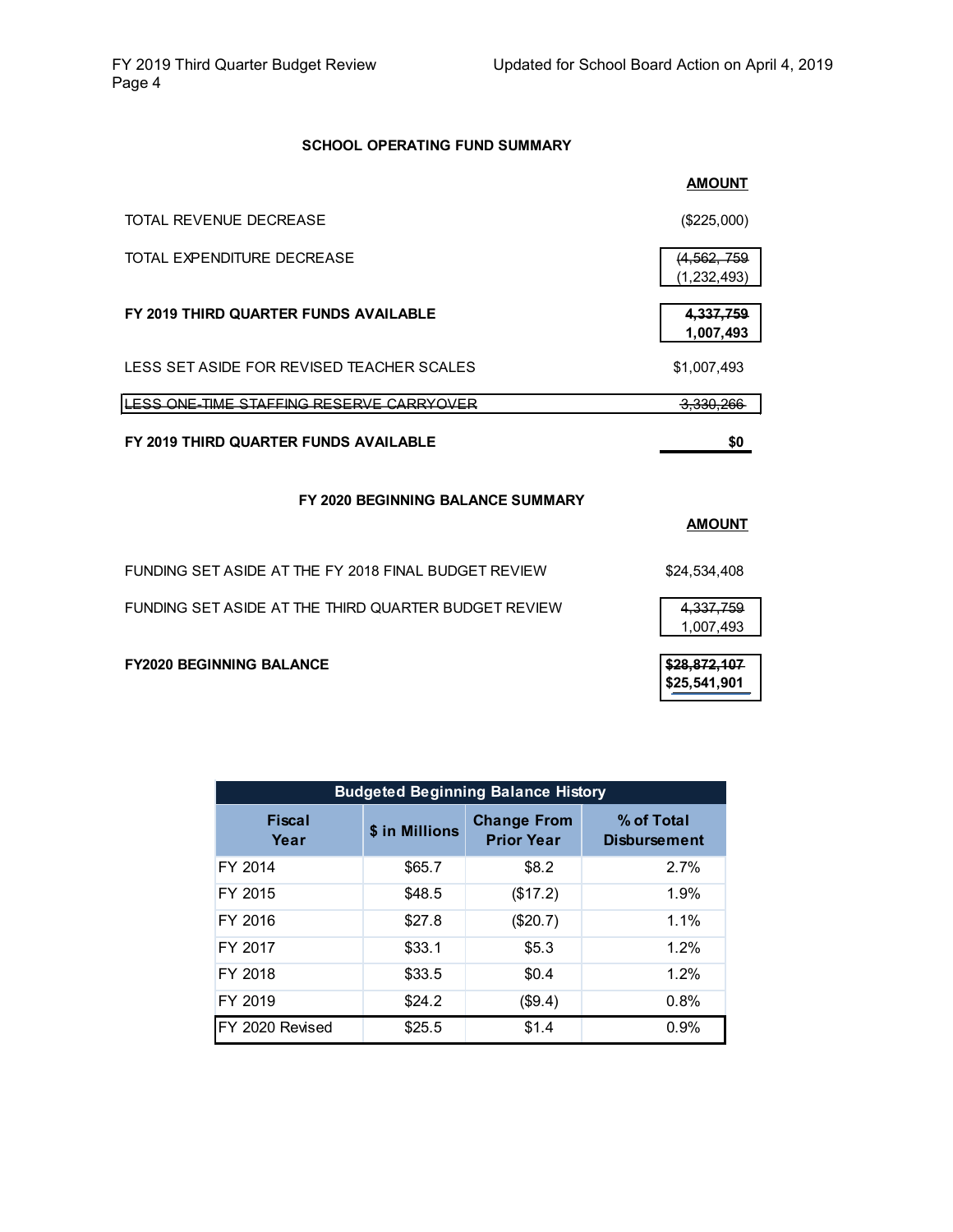## SCHOOL OPERATING FUND SUMMARY

| | AMOUNT |
|---|---|
| TOTAL REVENUE DECREASE | ($225,000) |
| TOTAL EXPENDITURE DECREASE | ~~(4,562, 759~~ (1,232,493) |
| **FY 2019 THIRD QUARTER FUNDS AVAILABLE** | ~~**4,337,759**~~ **1,007,493** |
| LESS SET ASIDE FOR REVISED TEACHER SCALES | $1,007,493 |
| ~~LESS ONE-TIME STAFFING RESERVE CARRYOVER~~ | ~~3,330,266~~ |
| **FY 2019 THIRD QUARTER FUNDS AVAILABLE** | **$0** |

## FY 2020 BEGINNING BALANCE SUMMARY

| | AMOUNT |
|---|---|
| FUNDING SET ASIDE AT THE FY 2018 FINAL BUDGET REVIEW | $24,534,408 |
| FUNDING SET ASIDE AT THE THIRD QUARTER BUDGET REVIEW | ~~4,337,759~~ 1,007,493 |
| **FY2020 BEGINNING BALANCE** | ~~**$28,872,107**~~ **$25,541,901** |

| Budgeted Beginning Balance History | | | |
|---|---|---|---|
| **Fiscal Year** | **$ in Millions** | **Change From Prior Year** | **% of Total Disbursement** |
| FY 2014 | $65.7 | $8.2 | 2.7% |
| FY 2015 | $48.5 | ($17.2) | 1.9% |
| FY 2016 | $27.8 | ($20.7) | 1.1% |
| FY 2017 | $33.1 | $5.3 | 1.2% |
| FY 2018 | $33.5 | $0.4 | 1.2% |
| FY 2019 | $24.2 | ($9.4) | 0.8% |
| FY 2020 Revised | $25.5 | $1.4 | 0.9% |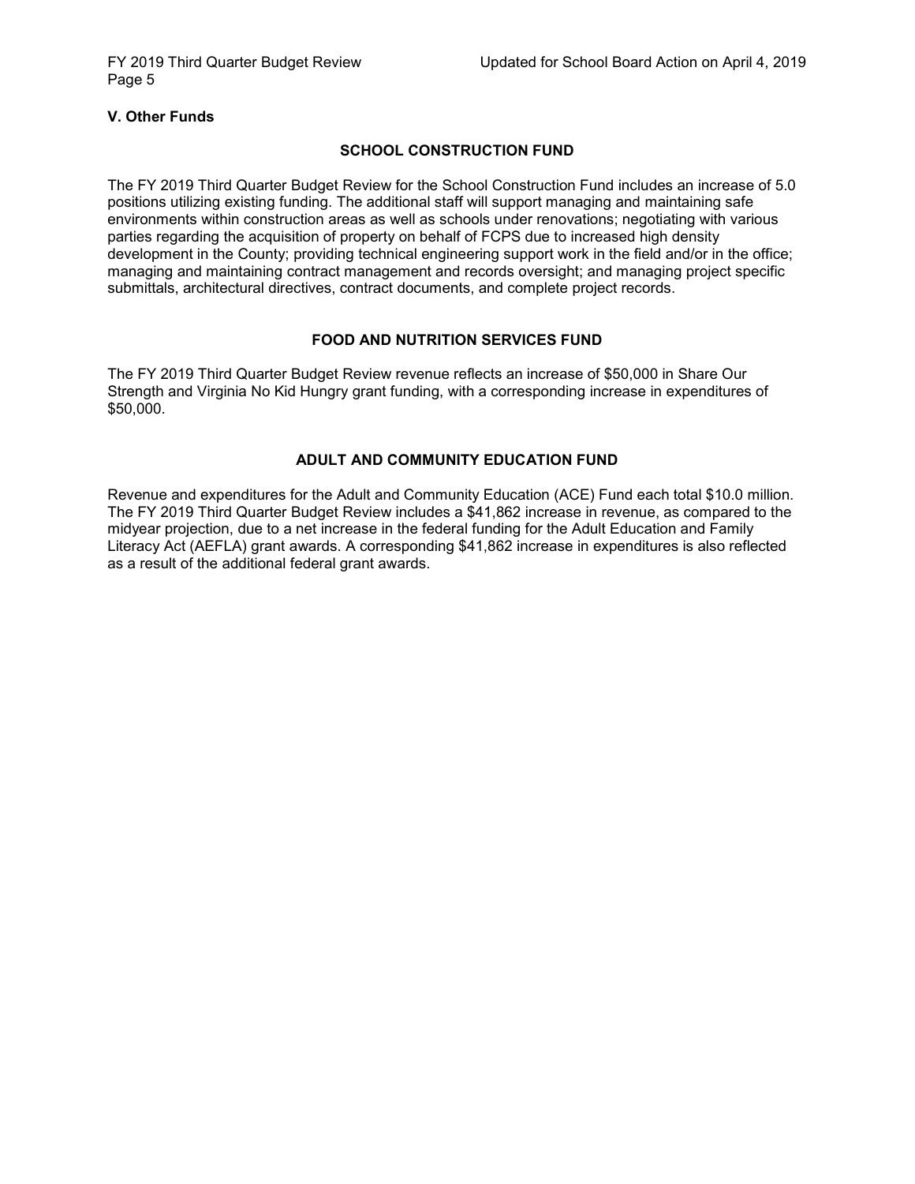## V. Other Funds

### SCHOOL CONSTRUCTION FUND

The FY 2019 Third Quarter Budget Review for the School Construction Fund includes an increase of 5.0 positions utilizing existing funding. The additional staff will support managing and maintaining safe environments within construction areas as well as schools under renovations; negotiating with various parties regarding the acquisition of property on behalf of FCPS due to increased high density development in the County; providing technical engineering support work in the field and/or in the office; managing and maintaining contract management and records oversight; and managing project specific submittals, architectural directives, contract documents, and complete project records.

### FOOD AND NUTRITION SERVICES FUND

The FY 2019 Third Quarter Budget Review revenue reflects an increase of $50,000 in Share Our Strength and Virginia No Kid Hungry grant funding, with a corresponding increase in expenditures of $50,000.

### ADULT AND COMMUNITY EDUCATION FUND

Revenue and expenditures for the Adult and Community Education (ACE) Fund each total $10.0 million. The FY 2019 Third Quarter Budget Review includes a $41,862 increase in revenue, as compared to the midyear projection, due to a net increase in the federal funding for the Adult Education and Family Literacy Act (AEFLA) grant awards. A corresponding $41,862 increase in expenditures is also reflected as a result of the additional federal grant awards.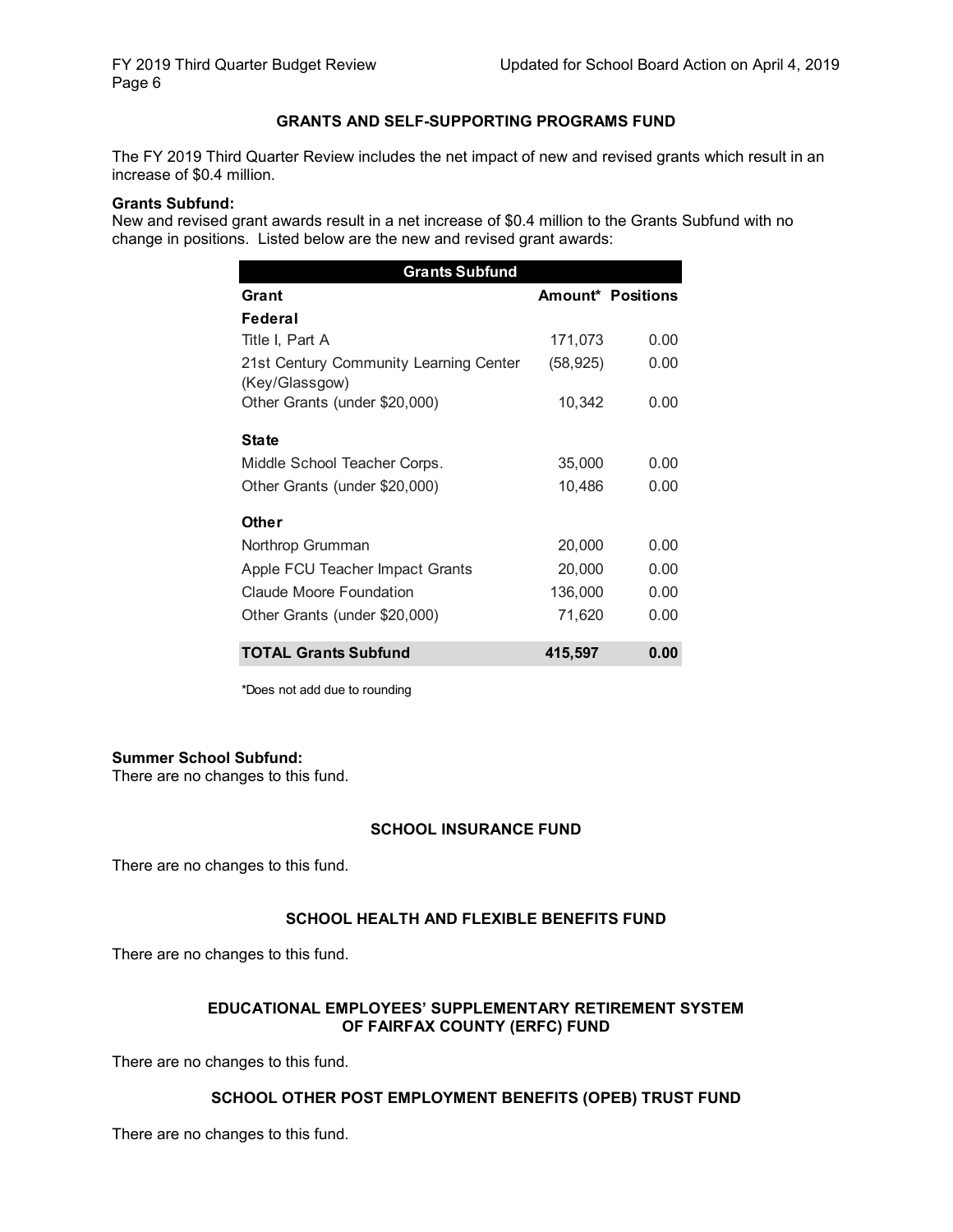## GRANTS AND SELF-SUPPORTING PROGRAMS FUND

The FY 2019 Third Quarter Review includes the net impact of new and revised grants which result in an increase of $0.4 million.

**Grants Subfund:**
New and revised grant awards result in a net increase of $0.4 million to the Grants Subfund with no change in positions. Listed below are the new and revised grant awards:

| Grants Subfund | | |
|---|---|---|
| **Grant** | **Amount*** | **Positions** |
| **Federal** | | |
| Title I, Part A | 171,073 | 0.00 |
| 21st Century Community Learning Center (Key/Glassgow) | (58,925) | 0.00 |
| Other Grants (under $20,000) | 10,342 | 0.00 |
| **State** | | |
| Middle School Teacher Corps. | 35,000 | 0.00 |
| Other Grants (under $20,000) | 10,486 | 0.00 |
| **Other** | | |
| Northrop Grumman | 20,000 | 0.00 |
| Apple FCU Teacher Impact Grants | 20,000 | 0.00 |
| Claude Moore Foundation | 136,000 | 0.00 |
| Other Grants (under $20,000) | 71,620 | 0.00 |
| **TOTAL Grants Subfund** | **415,597** | **0.00** |

*Does not add due to rounding

**Summer School Subfund:**
There are no changes to this fund.

## SCHOOL INSURANCE FUND

There are no changes to this fund.

## SCHOOL HEALTH AND FLEXIBLE BENEFITS FUND

There are no changes to this fund.

## EDUCATIONAL EMPLOYEES' SUPPLEMENTARY RETIREMENT SYSTEM OF FAIRFAX COUNTY (ERFC) FUND

There are no changes to this fund.

## SCHOOL OTHER POST EMPLOYMENT BENEFITS (OPEB) TRUST FUND

There are no changes to this fund.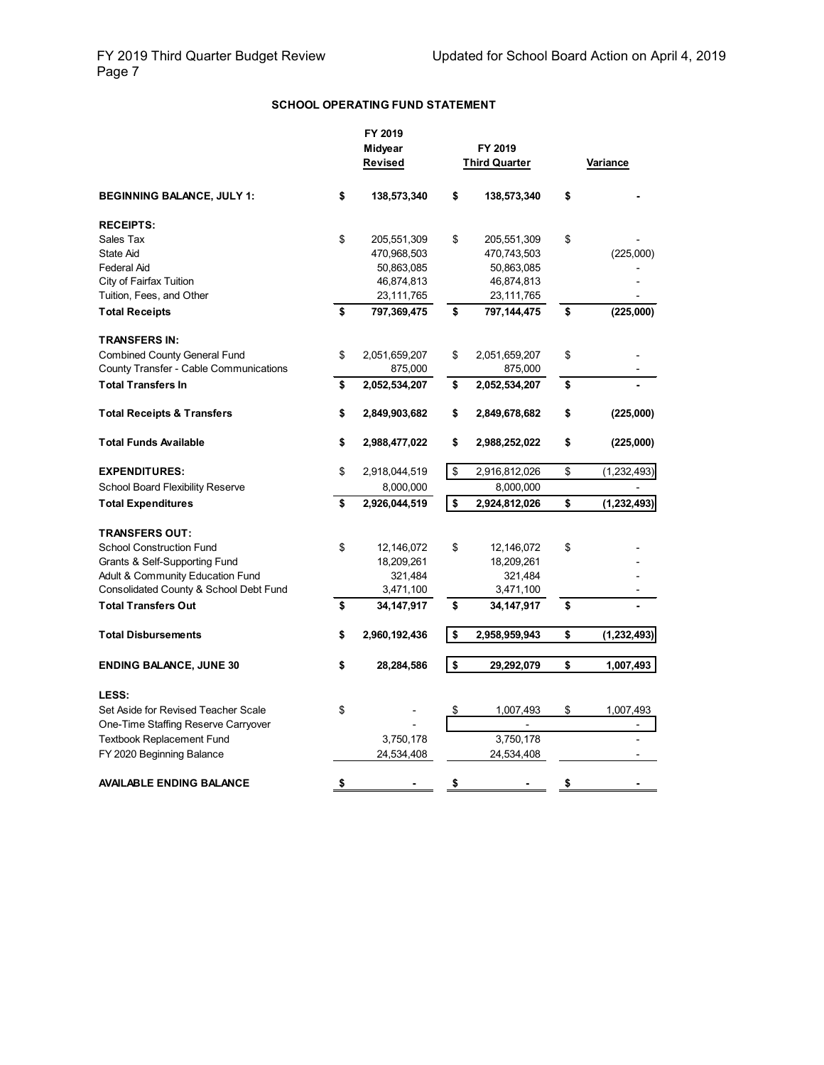## SCHOOL OPERATING FUND STATEMENT

| | FY 2019 Midyear Revised | FY 2019 Third Quarter | Variance |
|---|---|---|---|
| **BEGINNING BALANCE, JULY 1:** | **$ 138,573,340** | **$ 138,573,340** | **$ -** |
| **RECEIPTS:** | | | |
| Sales Tax | $ 205,551,309 | $ 205,551,309 | $ - |
| State Aid | 470,968,503 | 470,743,503 | (225,000) |
| Federal Aid | 50,863,085 | 50,863,085 | - |
| City of Fairfax Tuition | 46,874,813 | 46,874,813 | - |
| Tuition, Fees, and Other | 23,111,765 | 23,111,765 | - |
| **Total Receipts** | **$ 797,369,475** | **$ 797,144,475** | **$ (225,000)** |
| **TRANSFERS IN:** | | | |
| Combined County General Fund | $ 2,051,659,207 | $ 2,051,659,207 | $ - |
| County Transfer - Cable Communications | 875,000 | 875,000 | - |
| **Total Transfers In** | **$ 2,052,534,207** | **$ 2,052,534,207** | **$ -** |
| **Total Receipts & Transfers** | **$ 2,849,903,682** | **$ 2,849,678,682** | **$ (225,000)** |
| **Total Funds Available** | **$ 2,988,477,022** | **$ 2,988,252,022** | **$ (225,000)** |
| **EXPENDITURES:** | $ 2,918,044,519 | $ 2,916,812,026 | $ (1,232,493) |
| School Board Flexibility Reserve | 8,000,000 | 8,000,000 | - |
| **Total Expenditures** | **$ 2,926,044,519** | **$ 2,924,812,026** | **$ (1,232,493)** |
| **TRANSFERS OUT:** | | | |
| School Construction Fund | $ 12,146,072 | $ 12,146,072 | $ - |
| Grants & Self-Supporting Fund | 18,209,261 | 18,209,261 | - |
| Adult & Community Education Fund | 321,484 | 321,484 | - |
| Consolidated County & School Debt Fund | 3,471,100 | 3,471,100 | - |
| **Total Transfers Out** | **$ 34,147,917** | **$ 34,147,917** | **$ -** |
| **Total Disbursements** | **$ 2,960,192,436** | **$ 2,958,959,943** | **$ (1,232,493)** |
| **ENDING BALANCE, JUNE 30** | **$ 28,284,586** | **$ 29,292,079** | **$ 1,007,493** |
| **LESS:** | | | |
| Set Aside for Revised Teacher Scale | $ - | $ 1,007,493 | $ 1,007,493 |
| One-Time Staffing Reserve Carryover | - | - | - |
| Textbook Replacement Fund | 3,750,178 | 3,750,178 | - |
| FY 2020 Beginning Balance | 24,534,408 | 24,534,408 | - |
| **AVAILABLE ENDING BALANCE** | **$ -** | **$ -** | **$ -** |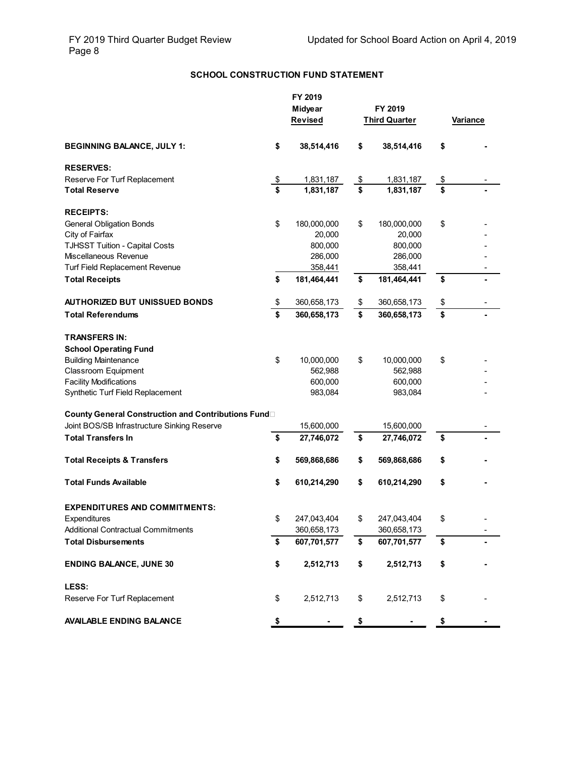## SCHOOL CONSTRUCTION FUND STATEMENT

| | FY 2019 Midyear Revised | FY 2019 Third Quarter | Variance |
|---|---|---|---|
| **BEGINNING BALANCE, JULY 1:** | **$ 38,514,416** | **$ 38,514,416** | **$ -** |
| **RESERVES:** | | | |
| Reserve For Turf Replacement | $ 1,831,187 | $ 1,831,187 | $ - |
| **Total Reserve** | **$ 1,831,187** | **$ 1,831,187** | **$ -** |
| **RECEIPTS:** | | | |
| General Obligation Bonds | $ 180,000,000 | $ 180,000,000 | $ - |
| City of Fairfax | 20,000 | 20,000 | - |
| TJHSST Tuition - Capital Costs | 800,000 | 800,000 | - |
| Miscellaneous Revenue | 286,000 | 286,000 | - |
| Turf Field Replacement Revenue | 358,441 | 358,441 | - |
| **Total Receipts** | **$ 181,464,441** | **$ 181,464,441** | **$ -** |
| **AUTHORIZED BUT UNISSUED BONDS** | $ 360,658,173 | $ 360,658,173 | $ - |
| **Total Referendums** | **$ 360,658,173** | **$ 360,658,173** | **$ -** |
| **TRANSFERS IN:** | | | |
| **School Operating Fund** | | | |
| Building Maintenance | $ 10,000,000 | $ 10,000,000 | $ - |
| Classroom Equipment | 562,988 | 562,988 | - |
| Facility Modifications | 600,000 | 600,000 | - |
| Synthetic Turf Field Replacement | 983,084 | 983,084 | - |
| **County General Construction and Contributions Fund** | | | |
| Joint BOS/SB Infrastructure Sinking Reserve | 15,600,000 | 15,600,000 | - |
| **Total Transfers In** | **$ 27,746,072** | **$ 27,746,072** | **$ -** |
| **Total Receipts & Transfers** | **$ 569,868,686** | **$ 569,868,686** | **$ -** |
| **Total Funds Available** | **$ 610,214,290** | **$ 610,214,290** | **$ -** |
| **EXPENDITURES AND COMMITMENTS:** | | | |
| Expenditures | $ 247,043,404 | $ 247,043,404 | $ - |
| Additional Contractual Commitments | 360,658,173 | 360,658,173 | - |
| **Total Disbursements** | **$ 607,701,577** | **$ 607,701,577** | **$ -** |
| **ENDING BALANCE, JUNE 30** | **$ 2,512,713** | **$ 2,512,713** | **$ -** |
| **LESS:** | | | |
| Reserve For Turf Replacement | $ 2,512,713 | $ 2,512,713 | $ - |
| **AVAILABLE ENDING BALANCE** | **$ -** | **$ -** | **$ -** |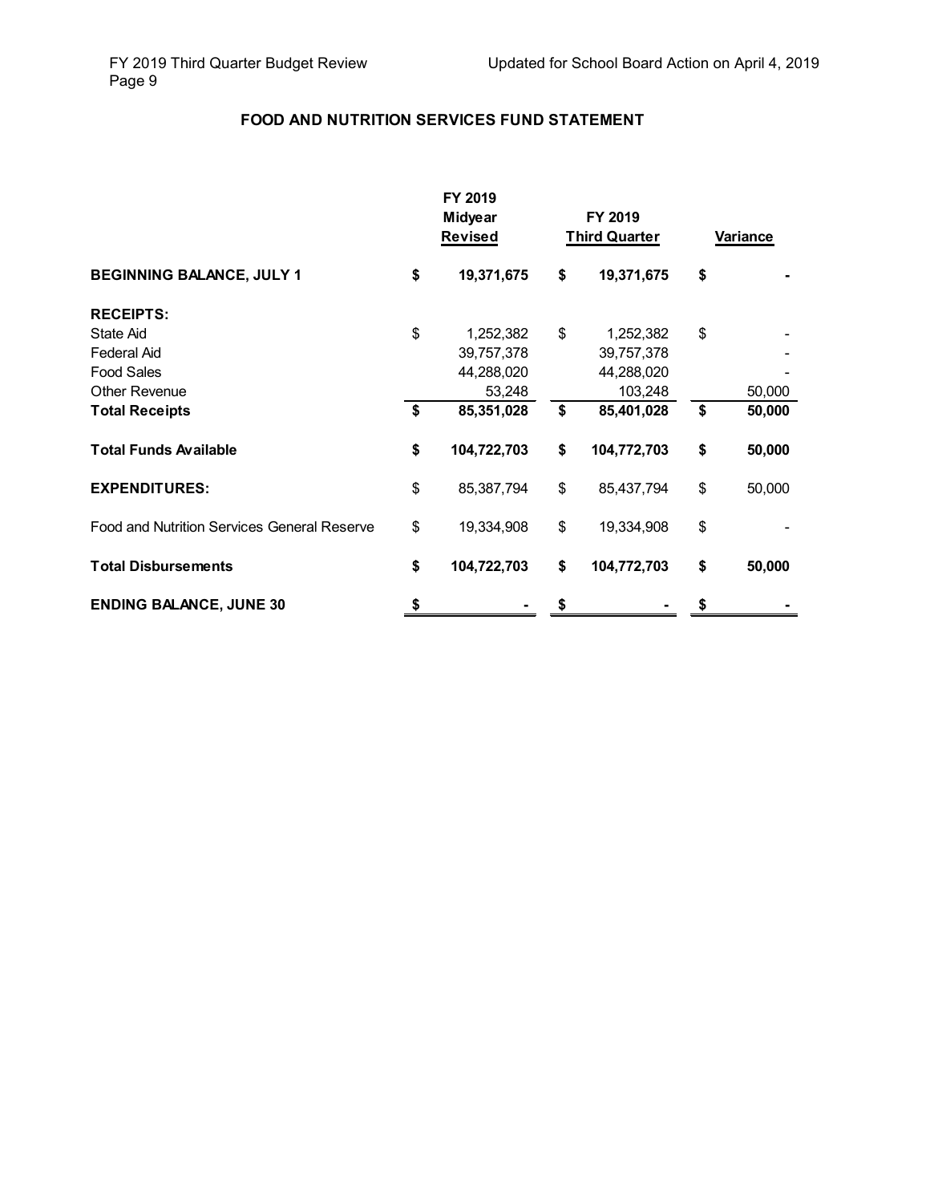## FOOD AND NUTRITION SERVICES FUND STATEMENT

| | FY 2019 Midyear Revised | FY 2019 Third Quarter | Variance |
|---|---|---|---|
| **BEGINNING BALANCE, JULY 1** | **$ 19,371,675** | **$ 19,371,675** | **$ -** |
| **RECEIPTS:** | | | |
| State Aid | $ 1,252,382 | $ 1,252,382 | $ - |
| Federal Aid | 39,757,378 | 39,757,378 | - |
| Food Sales | 44,288,020 | 44,288,020 | - |
| Other Revenue | 53,248 | 103,248 | 50,000 |
| **Total Receipts** | **$ 85,351,028** | **$ 85,401,028** | **$ 50,000** |
| **Total Funds Available** | **$ 104,722,703** | **$ 104,772,703** | **$ 50,000** |
| **EXPENDITURES:** | $ 85,387,794 | $ 85,437,794 | $ 50,000 |
| Food and Nutrition Services General Reserve | $ 19,334,908 | $ 19,334,908 | $ - |
| **Total Disbursements** | **$ 104,722,703** | **$ 104,772,703** | **$ 50,000** |
| **ENDING BALANCE, JUNE 30** | **$ -** | **$ -** | **$ -** |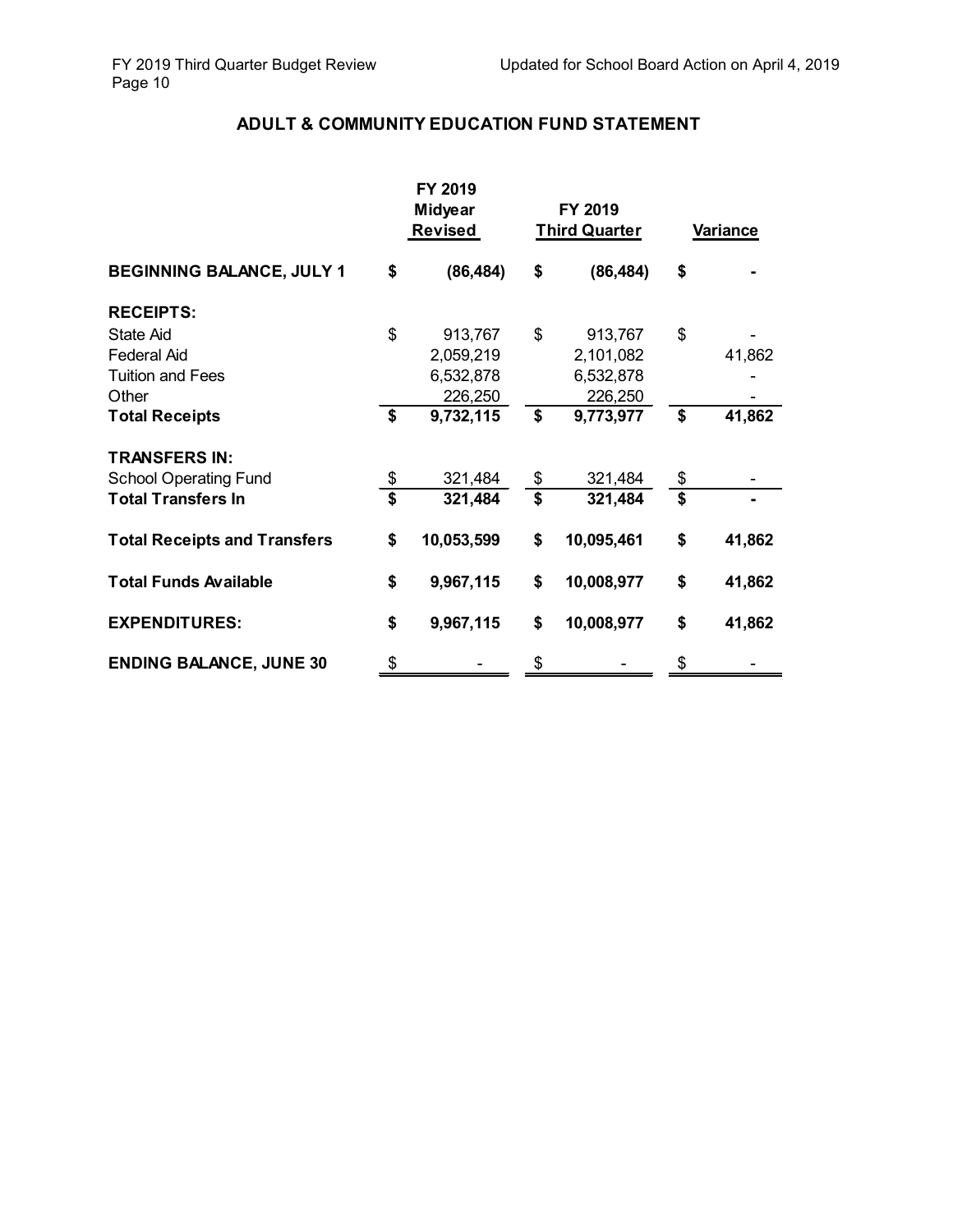## ADULT & COMMUNITY EDUCATION FUND STATEMENT

| | FY 2019 Midyear Revised | FY 2019 Third Quarter | Variance |
|---|---|---|---|
| **BEGINNING BALANCE, JULY 1** | **$ (86,484)** | **$ (86,484)** | **$ -** |
| **RECEIPTS:** | | | |
| State Aid | $ 913,767 | $ 913,767 | $ - |
| Federal Aid | 2,059,219 | 2,101,082 | 41,862 |
| Tuition and Fees | 6,532,878 | 6,532,878 | - |
| Other | 226,250 | 226,250 | - |
| **Total Receipts** | **$ 9,732,115** | **$ 9,773,977** | **$ 41,862** |
| **TRANSFERS IN:** | | | |
| School Operating Fund | $ 321,484 | $ 321,484 | $ - |
| **Total Transfers In** | **$ 321,484** | **$ 321,484** | **$ -** |
| **Total Receipts and Transfers** | **$ 10,053,599** | **$ 10,095,461** | **$ 41,862** |
| **Total Funds Available** | **$ 9,967,115** | **$ 10,008,977** | **$ 41,862** |
| **EXPENDITURES:** | **$ 9,967,115** | **$ 10,008,977** | **$ 41,862** |
| **ENDING BALANCE, JUNE 30** | $ - | $ - | $ - |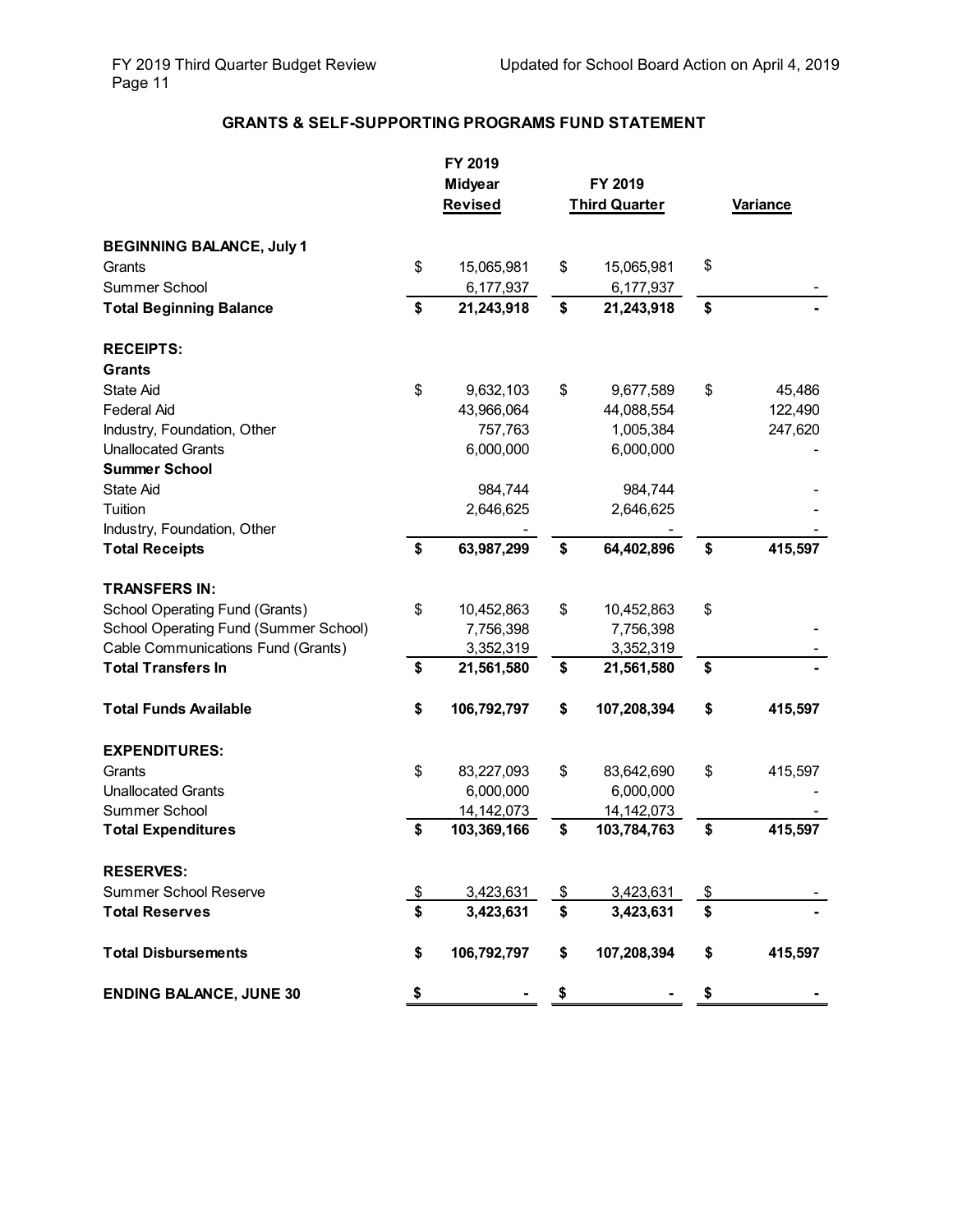## GRANTS & SELF-SUPPORTING PROGRAMS FUND STATEMENT

| | FY 2019 Midyear Revised | FY 2019 Third Quarter | Variance |
|---|---|---|---|
| **BEGINNING BALANCE, July 1** | | | |
| Grants | $ 15,065,981 | $ 15,065,981 | $ |
| Summer School | 6,177,937 | 6,177,937 | - |
| **Total Beginning Balance** | **$ 21,243,918** | **$ 21,243,918** | **$ -** |
| **RECEIPTS:** | | | |
| **Grants** | | | |
| State Aid | $ 9,632,103 | $ 9,677,589 | $ 45,486 |
| Federal Aid | 43,966,064 | 44,088,554 | 122,490 |
| Industry, Foundation, Other | 757,763 | 1,005,384 | 247,620 |
| Unallocated Grants | 6,000,000 | 6,000,000 | - |
| **Summer School** | | | |
| State Aid | 984,744 | 984,744 | - |
| Tuition | 2,646,625 | 2,646,625 | - |
| Industry, Foundation, Other | - | - | - |
| **Total Receipts** | **$ 63,987,299** | **$ 64,402,896** | **$ 415,597** |
| **TRANSFERS IN:** | | | |
| School Operating Fund (Grants) | $ 10,452,863 | $ 10,452,863 | $ |
| School Operating Fund (Summer School) | 7,756,398 | 7,756,398 | - |
| Cable Communications Fund (Grants) | 3,352,319 | 3,352,319 | - |
| **Total Transfers In** | **$ 21,561,580** | **$ 21,561,580** | **$ -** |
| **Total Funds Available** | **$ 106,792,797** | **$ 107,208,394** | **$ 415,597** |
| **EXPENDITURES:** | | | |
| Grants | $ 83,227,093 | $ 83,642,690 | $ 415,597 |
| Unallocated Grants | 6,000,000 | 6,000,000 | - |
| Summer School | 14,142,073 | 14,142,073 | - |
| **Total Expenditures** | **$ 103,369,166** | **$ 103,784,763** | **$ 415,597** |
| **RESERVES:** | | | |
| Summer School Reserve | $ 3,423,631 | $ 3,423,631 | $ - |
| **Total Reserves** | **$ 3,423,631** | **$ 3,423,631** | **$ -** |
| **Total Disbursements** | **$ 106,792,797** | **$ 107,208,394** | **$ 415,597** |
| **ENDING BALANCE, JUNE 30** | **$ -** | **$ -** | **$ -** |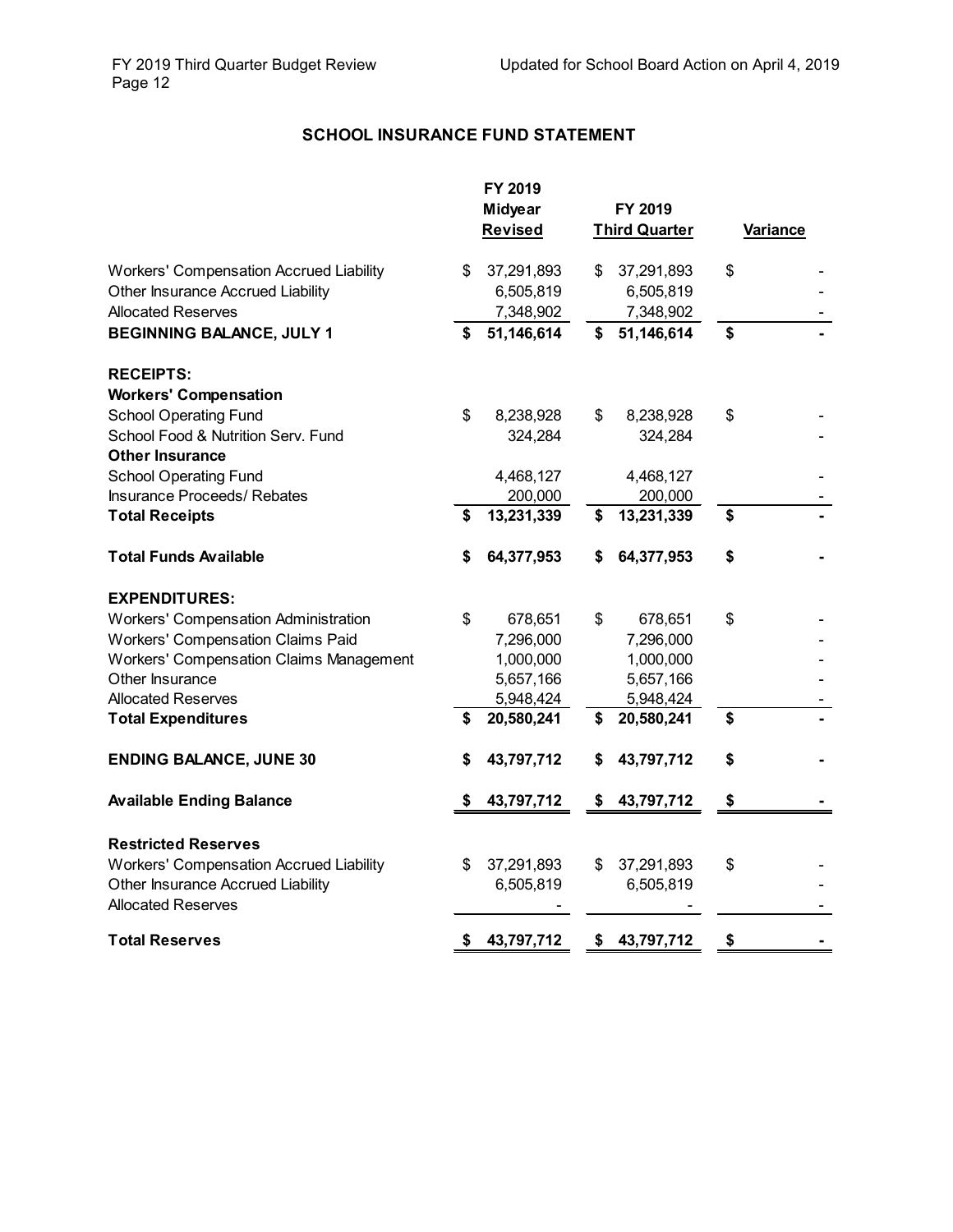## SCHOOL INSURANCE FUND STATEMENT

| | FY 2019 Midyear Revised | FY 2019 Third Quarter | Variance |
|---|---|---|---|
| Workers' Compensation Accrued Liability | $ 37,291,893 | $ 37,291,893 | $ - |
| Other Insurance Accrued Liability | 6,505,819 | 6,505,819 | - |
| Allocated Reserves | 7,348,902 | 7,348,902 | - |
| **BEGINNING BALANCE, JULY 1** | **$ 51,146,614** | **$ 51,146,614** | **$ -** |
| **RECEIPTS:** | | | |
| **Workers' Compensation** | | | |
| School Operating Fund | $ 8,238,928 | $ 8,238,928 | $ - |
| School Food & Nutrition Serv. Fund | 324,284 | 324,284 | - |
| **Other Insurance** | | | |
| School Operating Fund | 4,468,127 | 4,468,127 | - |
| Insurance Proceeds/ Rebates | 200,000 | 200,000 | - |
| **Total Receipts** | **$ 13,231,339** | **$ 13,231,339** | **$ -** |
| **Total Funds Available** | **$ 64,377,953** | **$ 64,377,953** | **$ -** |
| **EXPENDITURES:** | | | |
| Workers' Compensation Administration | $ 678,651 | $ 678,651 | $ - |
| Workers' Compensation Claims Paid | 7,296,000 | 7,296,000 | - |
| Workers' Compensation Claims Management | 1,000,000 | 1,000,000 | - |
| Other Insurance | 5,657,166 | 5,657,166 | - |
| Allocated Reserves | 5,948,424 | 5,948,424 | - |
| **Total Expenditures** | **$ 20,580,241** | **$ 20,580,241** | **$ -** |
| **ENDING BALANCE, JUNE 30** | **$ 43,797,712** | **$ 43,797,712** | **$ -** |
| **Available Ending Balance** | **$ 43,797,712** | **$ 43,797,712** | **$ -** |
| **Restricted Reserves** | | | |
| Workers' Compensation Accrued Liability | $ 37,291,893 | $ 37,291,893 | $ - |
| Other Insurance Accrued Liability | 6,505,819 | 6,505,819 | - |
| Allocated Reserves | - | - | - |
| **Total Reserves** | **$ 43,797,712** | **$ 43,797,712** | **$ -** |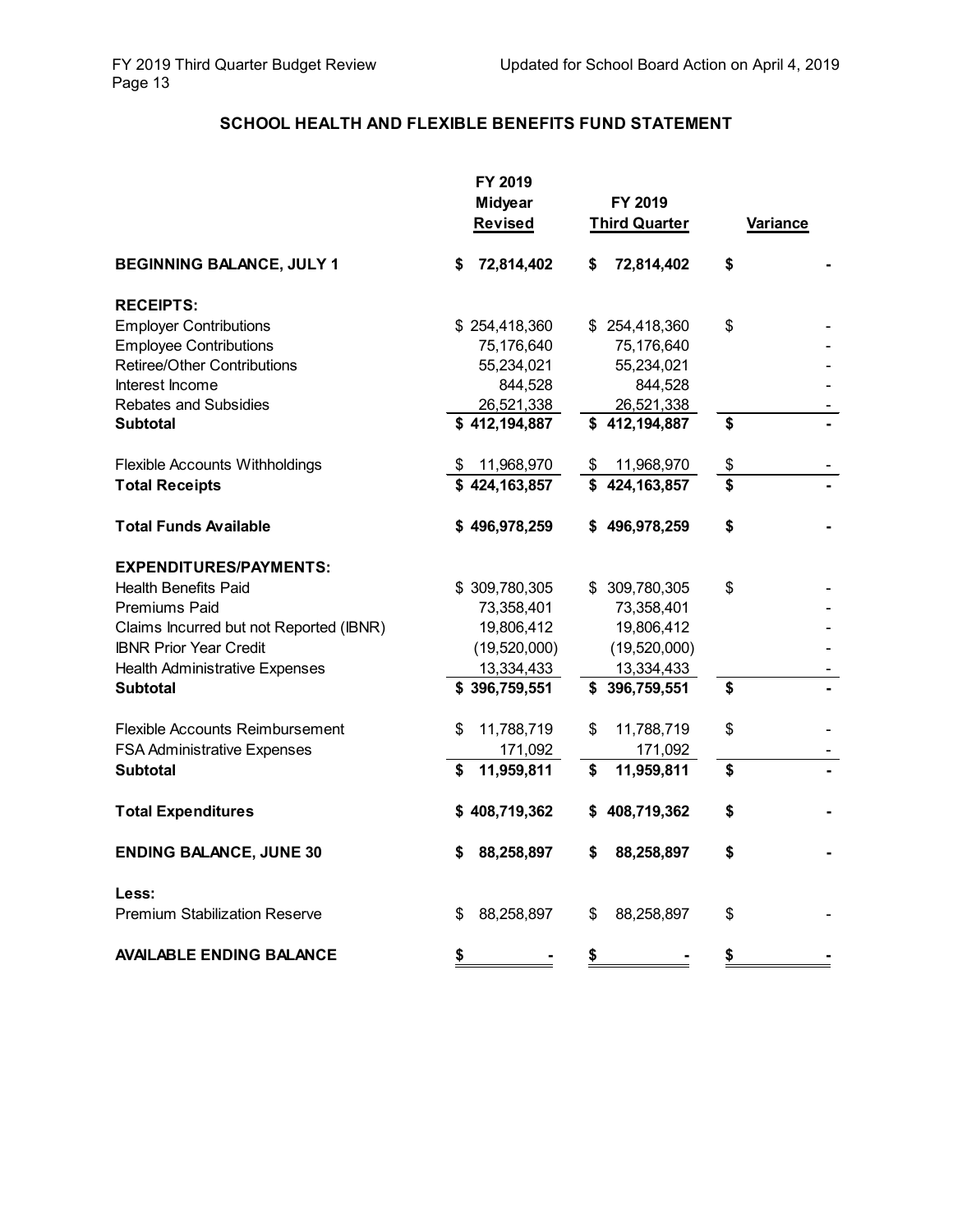## SCHOOL HEALTH AND FLEXIBLE BENEFITS FUND STATEMENT

| | FY 2019 Midyear Revised | FY 2019 Third Quarter | Variance |
|---|---|---|---|
| **BEGINNING BALANCE, JULY 1** | **$ 72,814,402** | **$ 72,814,402** | **$ -** |
| **RECEIPTS:** | | | |
| Employer Contributions | $ 254,418,360 | $ 254,418,360 | $ - |
| Employee Contributions | 75,176,640 | 75,176,640 | - |
| Retiree/Other Contributions | 55,234,021 | 55,234,021 | - |
| Interest Income | 844,528 | 844,528 | - |
| Rebates and Subsidies | 26,521,338 | 26,521,338 | - |
| **Subtotal** | **$ 412,194,887** | **$ 412,194,887** | **$ -** |
| Flexible Accounts Withholdings | $ 11,968,970 | $ 11,968,970 | $ - |
| **Total Receipts** | **$ 424,163,857** | **$ 424,163,857** | **$ -** |
| **Total Funds Available** | **$ 496,978,259** | **$ 496,978,259** | **$ -** |
| **EXPENDITURES/PAYMENTS:** | | | |
| Health Benefits Paid | $ 309,780,305 | $ 309,780,305 | $ - |
| Premiums Paid | 73,358,401 | 73,358,401 | - |
| Claims Incurred but not Reported (IBNR) | 19,806,412 | 19,806,412 | - |
| IBNR Prior Year Credit | (19,520,000) | (19,520,000) | - |
| Health Administrative Expenses | 13,334,433 | 13,334,433 | - |
| **Subtotal** | **$ 396,759,551** | **$ 396,759,551** | **$ -** |
| Flexible Accounts Reimbursement | $ 11,788,719 | $ 11,788,719 | $ - |
| FSA Administrative Expenses | 171,092 | 171,092 | - |
| **Subtotal** | **$ 11,959,811** | **$ 11,959,811** | **$ -** |
| **Total Expenditures** | **$ 408,719,362** | **$ 408,719,362** | **$ -** |
| **ENDING BALANCE, JUNE 30** | **$ 88,258,897** | **$ 88,258,897** | **$ -** |
| **Less:** | | | |
| Premium Stabilization Reserve | $ 88,258,897 | $ 88,258,897 | $ - |
| **AVAILABLE ENDING BALANCE** | **$ -** | **$ -** | **$ -** |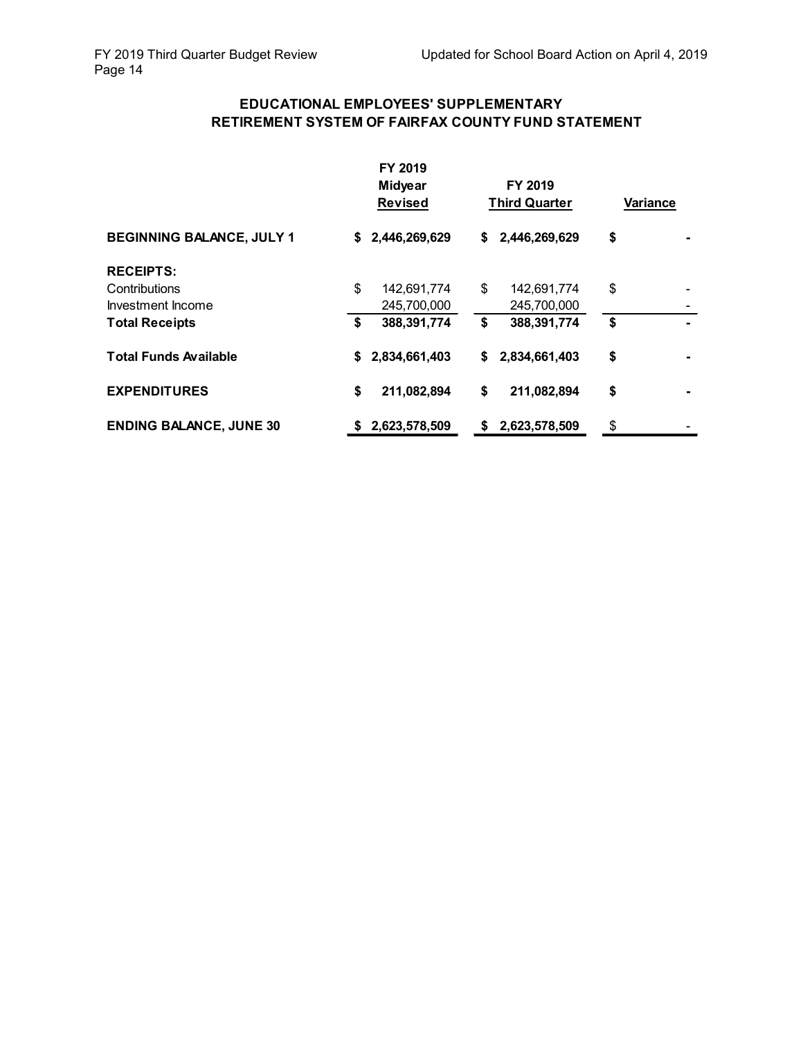## EDUCATIONAL EMPLOYEES' SUPPLEMENTARY RETIREMENT SYSTEM OF FAIRFAX COUNTY FUND STATEMENT

| | FY 2019 Midyear Revised | FY 2019 Third Quarter | Variance |
|---|---|---|---|
| **BEGINNING BALANCE, JULY 1** | **$ 2,446,269,629** | **$ 2,446,269,629** | **$ -** |
| **RECEIPTS:** | | | |
| Contributions | $ 142,691,774 | $ 142,691,774 | $ - |
| Investment Income | 245,700,000 | 245,700,000 | - |
| **Total Receipts** | **$ 388,391,774** | **$ 388,391,774** | **$ -** |
| **Total Funds Available** | **$ 2,834,661,403** | **$ 2,834,661,403** | **$ -** |
| **EXPENDITURES** | **$ 211,082,894** | **$ 211,082,894** | **$ -** |
| **ENDING BALANCE, JUNE 30** | **$ 2,623,578,509** | **$ 2,623,578,509** | $ - |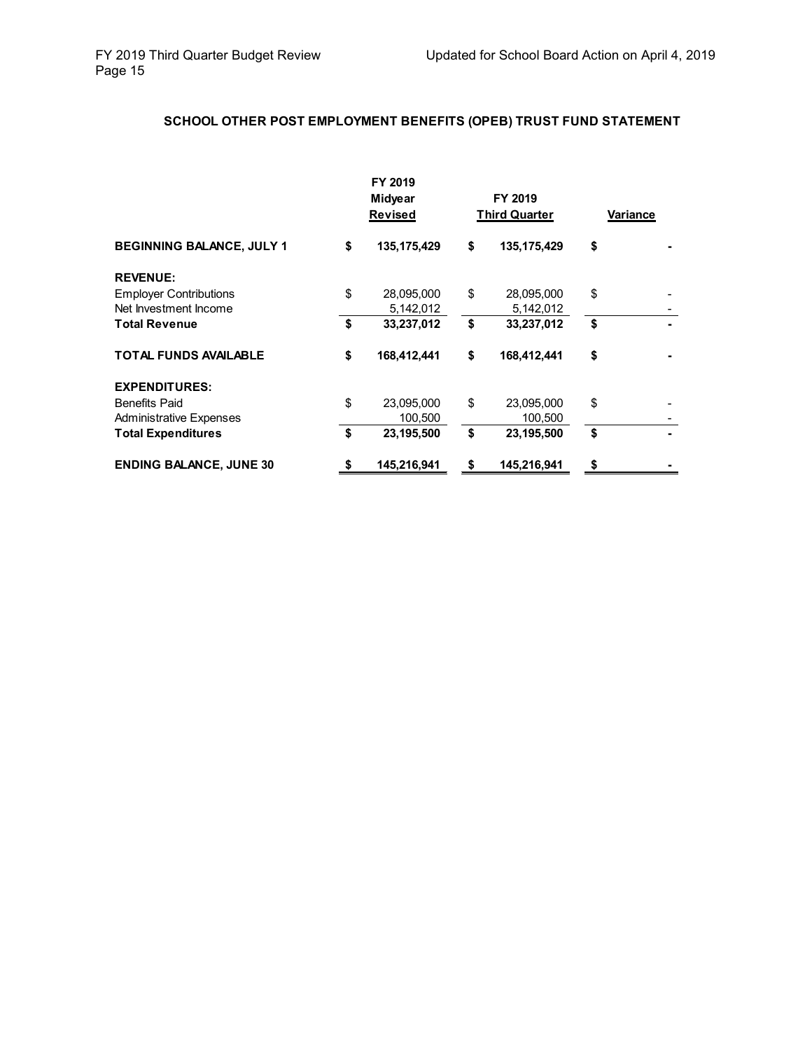## SCHOOL OTHER POST EMPLOYMENT BENEFITS (OPEB) TRUST FUND STATEMENT

| | FY 2019 Midyear Revised | FY 2019 Third Quarter | Variance |
|---|---|---|---|
| **BEGINNING BALANCE, JULY 1** | **$ 135,175,429** | **$ 135,175,429** | **$ -** |
| **REVENUE:** | | | |
| Employer Contributions | $ 28,095,000 | $ 28,095,000 | $ - |
| Net Investment Income | 5,142,012 | 5,142,012 | - |
| **Total Revenue** | **$ 33,237,012** | **$ 33,237,012** | **$ -** |
| **TOTAL FUNDS AVAILABLE** | **$ 168,412,441** | **$ 168,412,441** | **$ -** |
| **EXPENDITURES:** | | | |
| Benefits Paid | $ 23,095,000 | $ 23,095,000 | $ - |
| Administrative Expenses | 100,500 | 100,500 | - |
| **Total Expenditures** | **$ 23,195,500** | **$ 23,195,500** | **$ -** |
| **ENDING BALANCE, JUNE 30** | **$ 145,216,941** | **$ 145,216,941** | **$ -** |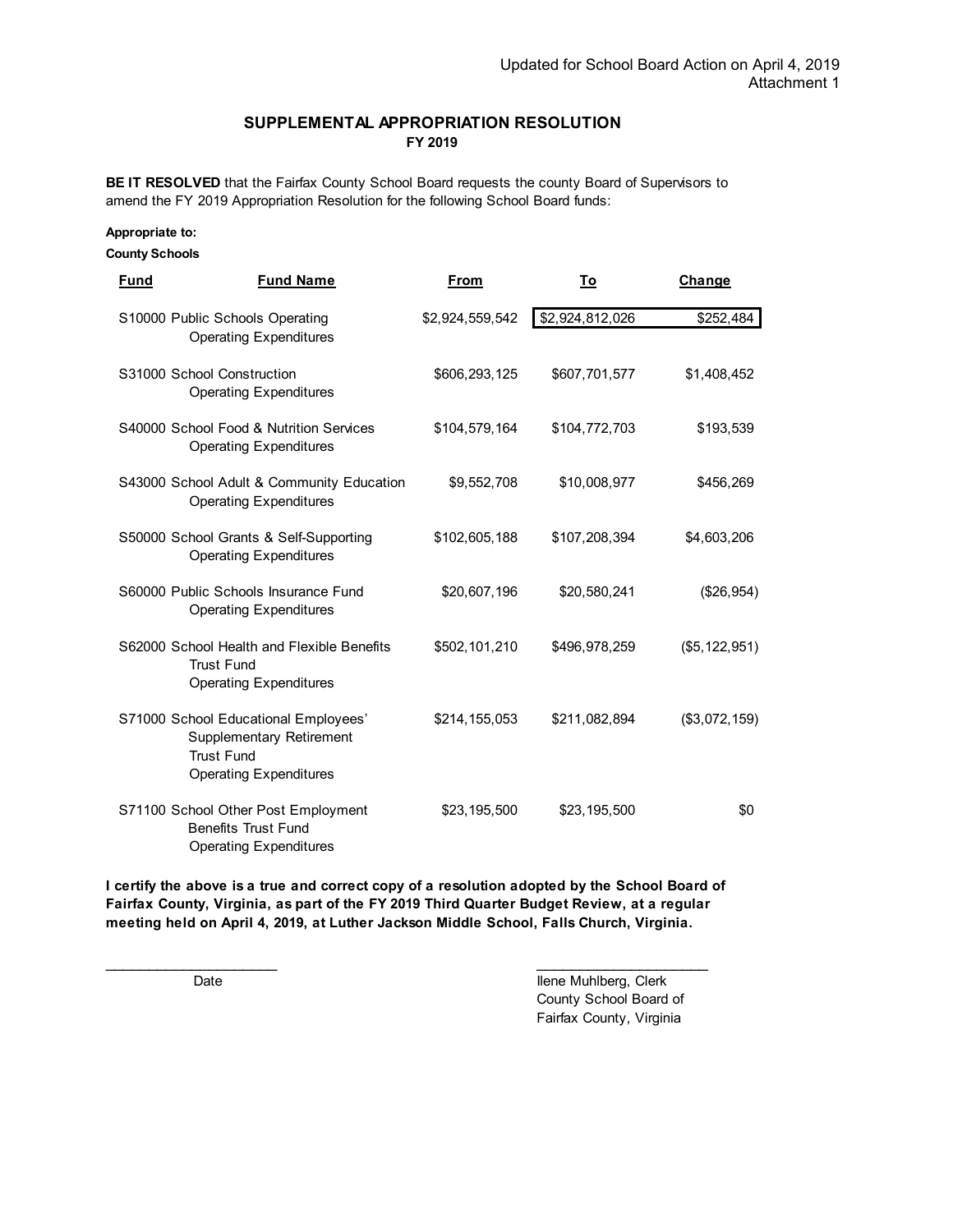Updated for School Board Action on April 4, 2019
Attachment 1

## SUPPLEMENTAL APPROPRIATION RESOLUTION
### FY 2019

**BE IT RESOLVED** that the Fairfax County School Board requests the county Board of Supervisors to amend the FY 2019 Appropriation Resolution for the following School Board funds:

**Appropriate to:**

**County Schools**

| Fund | Fund Name | From | To | Change |
|---|---|---|---|---|
| S10000 | Public Schools Operating<br>Operating Expenditures | $2,924,559,542 | $2,924,812,026 | $252,484 |
| S31000 | School Construction<br>Operating Expenditures | $606,293,125 | $607,701,577 | $1,408,452 |
| S40000 | School Food & Nutrition Services<br>Operating Expenditures | $104,579,164 | $104,772,703 | $193,539 |
| S43000 | School Adult & Community Education<br>Operating Expenditures | $9,552,708 | $10,008,977 | $456,269 |
| S50000 | School Grants & Self-Supporting<br>Operating Expenditures | $102,605,188 | $107,208,394 | $4,603,206 |
| S60000 | Public Schools Insurance Fund<br>Operating Expenditures | $20,607,196 | $20,580,241 | ($26,954) |
| S62000 | School Health and Flexible Benefits Trust Fund<br>Operating Expenditures | $502,101,210 | $496,978,259 | ($5,122,951) |
| S71000 | School Educational Employees' Supplementary Retirement Trust Fund<br>Operating Expenditures | $214,155,053 | $211,082,894 | ($3,072,159) |
| S71100 | School Other Post Employment Benefits Trust Fund<br>Operating Expenditures | $23,195,500 | $23,195,500 | $0 |

**I certify the above is a true and correct copy of a resolution adopted by the School Board of Fairfax County, Virginia, as part of the FY 2019 Third Quarter Budget Review, at a regular meeting held on April 4, 2019, at Luther Jackson Middle School, Falls Church, Virginia.**

______________________
Date

______________________
Ilene Muhlberg, Clerk
County School Board of
Fairfax County, Virginia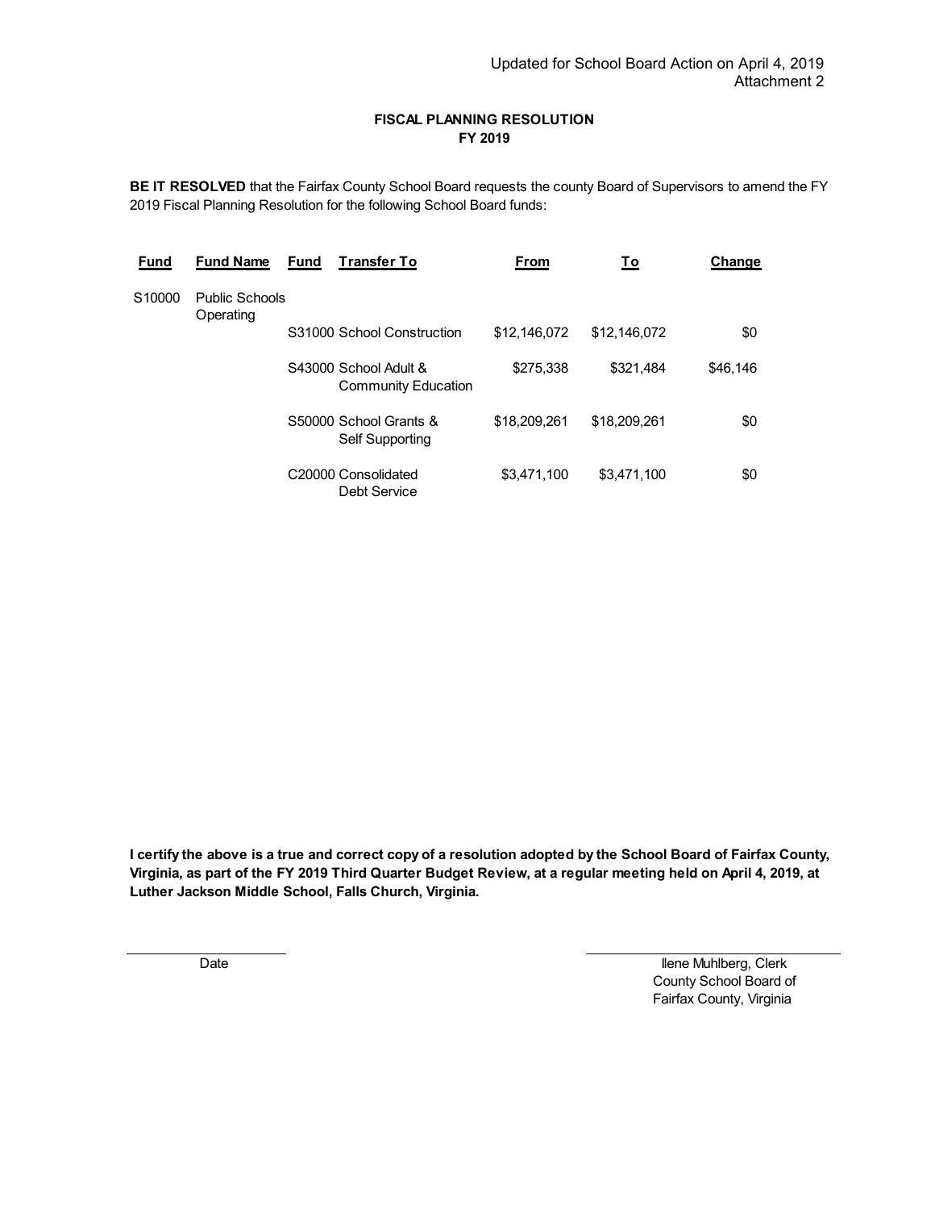Updated for School Board Action on April 4, 2019
Attachment 2

## FISCAL PLANNING RESOLUTION
## FY 2019

**BE IT RESOLVED** that the Fairfax County School Board requests the county Board of Supervisors to amend the FY 2019 Fiscal Planning Resolution for the following School Board funds:

| Fund | Fund Name | Fund | Transfer To | From | To | Change |
|---|---|---|---|---|---|---|
| S10000 | Public Schools Operating | | | | | |
| | | S31000 | School Construction | $12,146,072 | $12,146,072 | $0 |
| | | S43000 | School Adult & Community Education | $275,338 | $321,484 | $46,146 |
| | | S50000 | School Grants & Self Supporting | $18,209,261 | $18,209,261 | $0 |
| | | C20000 | Consolidated Debt Service | $3,471,100 | $3,471,100 | $0 |

**I certify the above is a true and correct copy of a resolution adopted by the School Board of Fairfax County, Virginia, as part of the FY 2019 Third Quarter Budget Review, at a regular meeting held on April 4, 2019, at Luther Jackson Middle School, Falls Church, Virginia.**

Date

Ilene Muhlberg, Clerk
County School Board of
Fairfax County, Virginia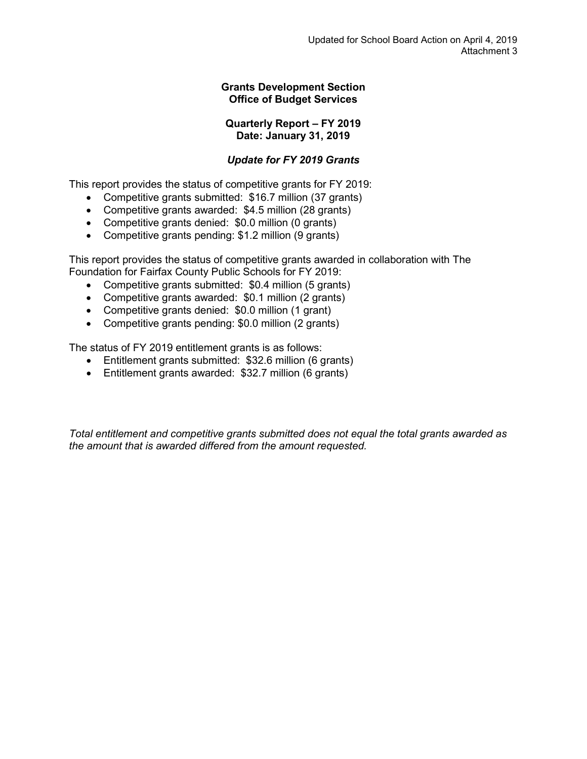Updated for School Board Action on April 4, 2019
Attachment 3

**Grants Development Section**
**Office of Budget Services**

**Quarterly Report – FY 2019**
**Date: January 31, 2019**

***Update for FY 2019 Grants***

This report provides the status of competitive grants for FY 2019:

- Competitive grants submitted: $16.7 million (37 grants)
- Competitive grants awarded: $4.5 million (28 grants)
- Competitive grants denied: $0.0 million (0 grants)
- Competitive grants pending: $1.2 million (9 grants)

This report provides the status of competitive grants awarded in collaboration with The Foundation for Fairfax County Public Schools for FY 2019:

- Competitive grants submitted: $0.4 million (5 grants)
- Competitive grants awarded: $0.1 million (2 grants)
- Competitive grants denied: $0.0 million (1 grant)
- Competitive grants pending: $0.0 million (2 grants)

The status of FY 2019 entitlement grants is as follows:

- Entitlement grants submitted: $32.6 million (6 grants)
- Entitlement grants awarded: $32.7 million (6 grants)

*Total entitlement and competitive grants submitted does not equal the total grants awarded as the amount that is awarded differed from the amount requested.*